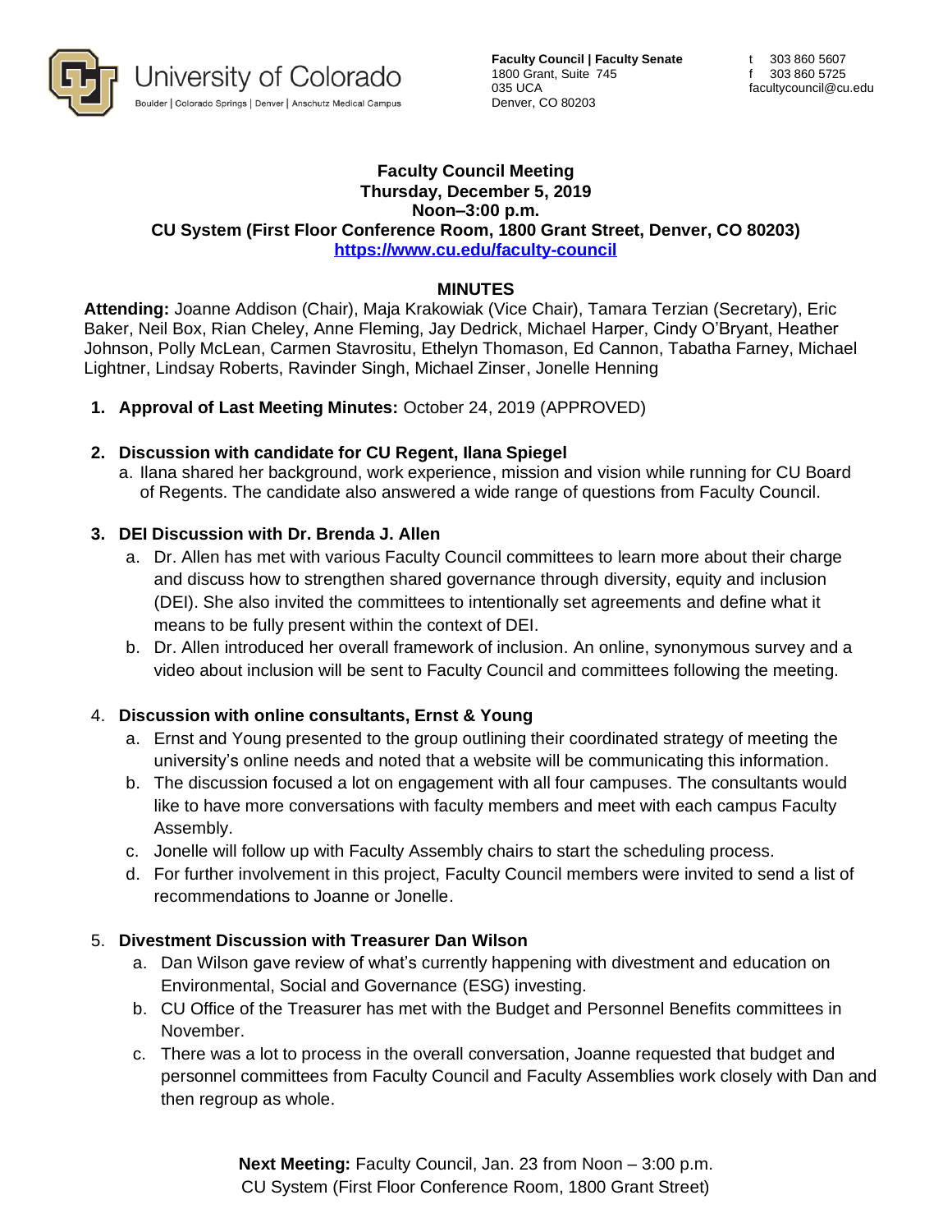University of Colorado
Boulder | Colorado Springs | Denver | Anschutz Medical Campus

**Faculty Council | Faculty Senate**
1800 Grant, Suite 745
035 UCA
Denver, CO 80203

t 303 860 5607
f 303 860 5725
facultycouncil@cu.edu

**Faculty Council Meeting**
**Thursday, December 5, 2019**
**Noon–3:00 p.m.**
**CU System (First Floor Conference Room, 1800 Grant Street, Denver, CO 80203)**
**https://www.cu.edu/faculty-council**

## MINUTES

**Attending:** Joanne Addison (Chair), Maja Krakowiak (Vice Chair), Tamara Terzian (Secretary), Eric Baker, Neil Box, Rian Cheley, Anne Fleming, Jay Dedrick, Michael Harper, Cindy O'Bryant, Heather Johnson, Polly McLean, Carmen Stavrositu, Ethelyn Thomason, Ed Cannon, Tabatha Farney, Michael Lightner, Lindsay Roberts, Ravinder Singh, Michael Zinser, Jonelle Henning

1. **Approval of Last Meeting Minutes:** October 24, 2019 (APPROVED)

2. **Discussion with candidate for CU Regent, Ilana Spiegel**
   a. Ilana shared her background, work experience, mission and vision while running for CU Board of Regents. The candidate also answered a wide range of questions from Faculty Council.

3. **DEI Discussion with Dr. Brenda J. Allen**
   a. Dr. Allen has met with various Faculty Council committees to learn more about their charge and discuss how to strengthen shared governance through diversity, equity and inclusion (DEI). She also invited the committees to intentionally set agreements and define what it means to be fully present within the context of DEI.
   b. Dr. Allen introduced her overall framework of inclusion. An online, synonymous survey and a video about inclusion will be sent to Faculty Council and committees following the meeting.

4. **Discussion with online consultants, Ernst & Young**
   a. Ernst and Young presented to the group outlining their coordinated strategy of meeting the university's online needs and noted that a website will be communicating this information.
   b. The discussion focused a lot on engagement with all four campuses. The consultants would like to have more conversations with faculty members and meet with each campus Faculty Assembly.
   c. Jonelle will follow up with Faculty Assembly chairs to start the scheduling process.
   d. For further involvement in this project, Faculty Council members were invited to send a list of recommendations to Joanne or Jonelle.

5. **Divestment Discussion with Treasurer Dan Wilson**
   a. Dan Wilson gave review of what's currently happening with divestment and education on Environmental, Social and Governance (ESG) investing.
   b. CU Office of the Treasurer has met with the Budget and Personnel Benefits committees in November.
   c. There was a lot to process in the overall conversation, Joanne requested that budget and personnel committees from Faculty Council and Faculty Assemblies work closely with Dan and then regroup as whole.

**Next Meeting:** Faculty Council, Jan. 23 from Noon – 3:00 p.m.
CU System (First Floor Conference Room, 1800 Grant Street)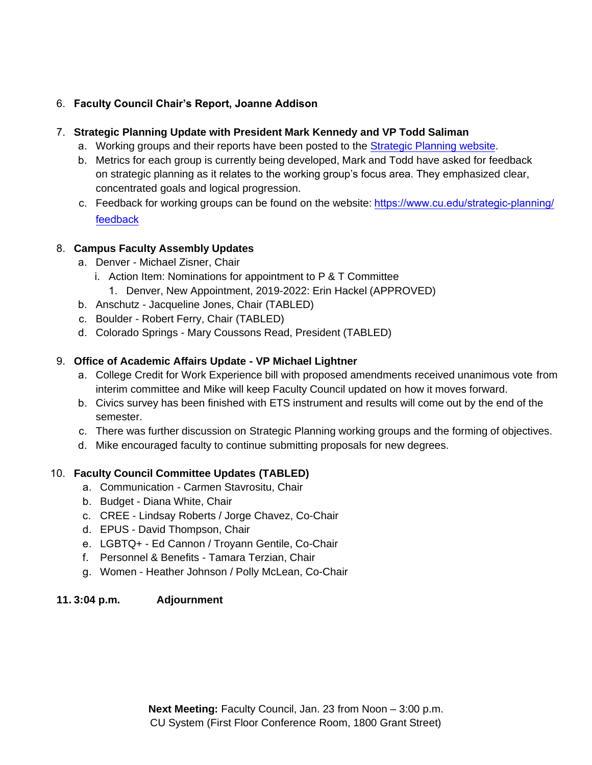6. **Faculty Council Chair's Report, Joanne Addison**

7. **Strategic Planning Update with President Mark Kennedy and VP Todd Saliman**
   a. Working groups and their reports have been posted to the Strategic Planning website.
   b. Metrics for each group is currently being developed, Mark and Todd have asked for feedback on strategic planning as it relates to the working group's focus area. They emphasized clear, concentrated goals and logical progression.
   c. Feedback for working groups can be found on the website: https://www.cu.edu/strategic-planning/feedback

8. **Campus Faculty Assembly Updates**
   a. Denver - Michael Zisner, Chair
      i. Action Item: Nominations for appointment to P & T Committee
         1. Denver, New Appointment, 2019-2022: Erin Hackel (APPROVED)
   b. Anschutz - Jacqueline Jones, Chair (TABLED)
   c. Boulder - Robert Ferry, Chair (TABLED)
   d. Colorado Springs - Mary Coussons Read, President (TABLED)

9. **Office of Academic Affairs Update - VP Michael Lightner**
   a. College Credit for Work Experience bill with proposed amendments received unanimous vote from interim committee and Mike will keep Faculty Council updated on how it moves forward.
   b. Civics survey has been finished with ETS instrument and results will come out by the end of the semester.
   c. There was further discussion on Strategic Planning working groups and the forming of objectives.
   d. Mike encouraged faculty to continue submitting proposals for new degrees.

10. **Faculty Council Committee Updates (TABLED)**
    a. Communication - Carmen Stavrositu, Chair
    b. Budget - Diana White, Chair
    c. CREE - Lindsay Roberts / Jorge Chavez, Co-Chair
    d. EPUS - David Thompson, Chair
    e. LGBTQ+ - Ed Cannon / Troyann Gentile, Co-Chair
    f. Personnel & Benefits - Tamara Terzian, Chair
    g. Women - Heather Johnson / Polly McLean, Co-Chair

11. **3:04 p.m. Adjournment**

**Next Meeting:** Faculty Council, Jan. 23 from Noon – 3:00 p.m.
CU System (First Floor Conference Room, 1800 Grant Street)